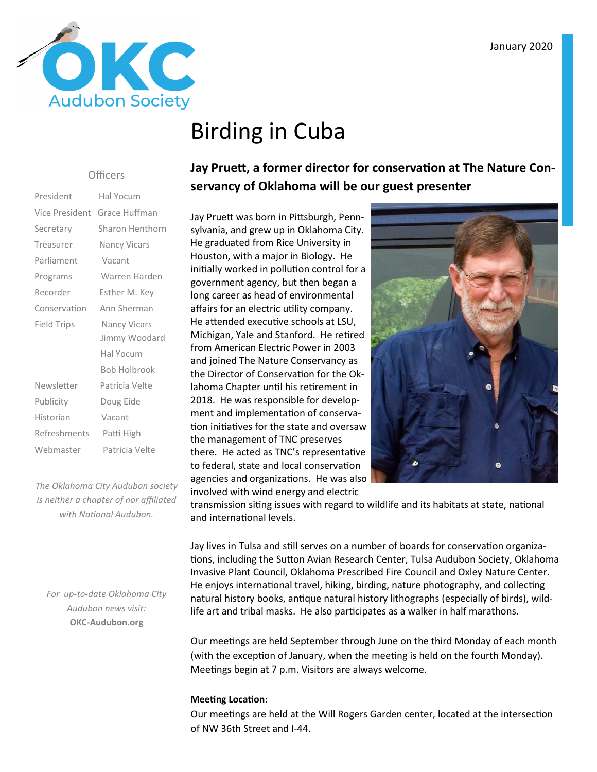OKC Audubon Society

January 2020

# Birding in Cuba

### Officers

| | |
|---|---|
| President | Hal Yocum |
| Vice President | Grace Huffman |
| Secretary | Sharon Henthorn |
| Treasurer | Nancy Vicars |
| Parliament | Vacant |
| Programs | Warren Harden |
| Recorder | Esther M. Key |
| Conservation | Ann Sherman |
| Field Trips | Nancy Vicars<br>Jimmy Woodard<br>Hal Yocum<br>Bob Holbrook |
| Newsletter | Patricia Velte |
| Publicity | Doug Eide |
| Historian | Vacant |
| Refreshments | Patti High |
| Webmaster | Patricia Velte |

*The Oklahoma City Audubon society is neither a chapter of nor affiliated with National Audubon.*

*For up-to-date Oklahoma City Audubon news visit:* **OKC-Audubon.org**

## Jay Pruett, a former director for conservation at The Nature Conservancy of Oklahoma will be our guest presenter

Jay Pruett was born in Pittsburgh, Pennsylvania, and grew up in Oklahoma City. He graduated from Rice University in Houston, with a major in Biology. He initially worked in pollution control for a government agency, but then began a long career as head of environmental affairs for an electric utility company. He attended executive schools at LSU, Michigan, Yale and Stanford. He retired from American Electric Power in 2003 and joined The Nature Conservancy as the Director of Conservation for the Oklahoma Chapter until his retirement in 2018. He was responsible for development and implementation of conservation initiatives for the state and oversaw the management of TNC preserves there. He acted as TNC's representative to federal, state and local conservation agencies and organizations. He was also involved with wind energy and electric transmission siting issues with regard to wildlife and its habitats at state, national and international levels.

Jay lives in Tulsa and still serves on a number of boards for conservation organizations, including the Sutton Avian Research Center, Tulsa Audubon Society, Oklahoma Invasive Plant Council, Oklahoma Prescribed Fire Council and Oxley Nature Center. He enjoys international travel, hiking, birding, nature photography, and collecting natural history books, antique natural history lithographs (especially of birds), wildlife art and tribal masks. He also participates as a walker in half marathons.

Our meetings are held September through June on the third Monday of each month (with the exception of January, when the meeting is held on the fourth Monday). Meetings begin at 7 p.m. Visitors are always welcome.

**Meeting Location**:
Our meetings are held at the Will Rogers Garden center, located at the intersection of NW 36th Street and I-44.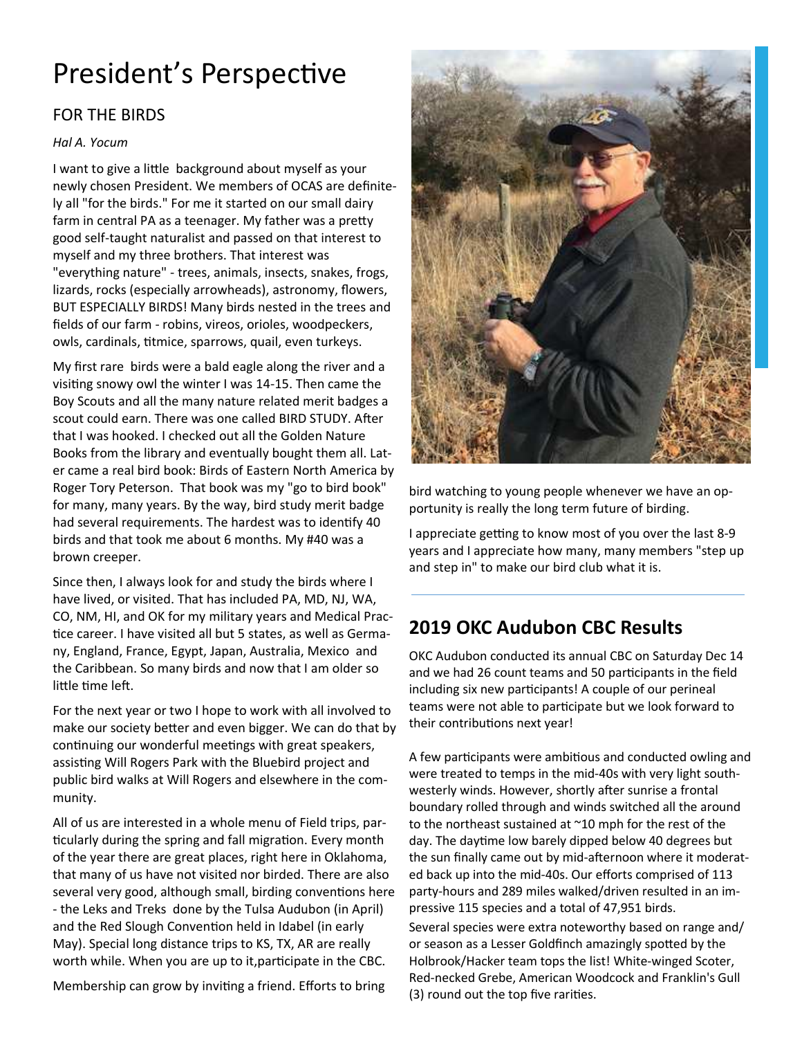# President's Perspective

## FOR THE BIRDS

*Hal A. Yocum*

I want to give a little background about myself as your newly chosen President. We members of OCAS are definitely all "for the birds." For me it started on our small dairy farm in central PA as a teenager. My father was a pretty good self-taught naturalist and passed on that interest to myself and my three brothers. That interest was "everything nature" - trees, animals, insects, snakes, frogs, lizards, rocks (especially arrowheads), astronomy, flowers, BUT ESPECIALLY BIRDS! Many birds nested in the trees and fields of our farm - robins, vireos, orioles, woodpeckers, owls, cardinals, titmice, sparrows, quail, even turkeys.

My first rare birds were a bald eagle along the river and a visiting snowy owl the winter I was 14-15. Then came the Boy Scouts and all the many nature related merit badges a scout could earn. There was one called BIRD STUDY. After that I was hooked. I checked out all the Golden Nature Books from the library and eventually bought them all. Later came a real bird book: Birds of Eastern North America by Roger Tory Peterson. That book was my "go to bird book" for many, many years. By the way, bird study merit badge had several requirements. The hardest was to identify 40 birds and that took me about 6 months. My #40 was a brown creeper.

Since then, I always look for and study the birds where I have lived, or visited. That has included PA, MD, NJ, WA, CO, NM, HI, and OK for my military years and Medical Practice career. I have visited all but 5 states, as well as Germany, England, France, Egypt, Japan, Australia, Mexico and the Caribbean. So many birds and now that I am older so little time left.

For the next year or two I hope to work with all involved to make our society better and even bigger. We can do that by continuing our wonderful meetings with great speakers, assisting Will Rogers Park with the Bluebird project and public bird walks at Will Rogers and elsewhere in the community.

All of us are interested in a whole menu of Field trips, particularly during the spring and fall migration. Every month of the year there are great places, right here in Oklahoma, that many of us have not visited nor birded. There are also several very good, although small, birding conventions here - the Leks and Treks done by the Tulsa Audubon (in April) and the Red Slough Convention held in Idabel (in early May). Special long distance trips to KS, TX, AR are really worth while. When you are up to it,participate in the CBC.

Membership can grow by inviting a friend. Efforts to bring bird watching to young people whenever we have an opportunity is really the long term future of birding.

I appreciate getting to know most of you over the last 8-9 years and I appreciate how many, many members "step up and step in" to make our bird club what it is.

---

## 2019 OKC Audubon CBC Results

OKC Audubon conducted its annual CBC on Saturday Dec 14 and we had 26 count teams and 50 participants in the field including six new participants! A couple of our perineal teams were not able to participate but we look forward to their contributions next year!

A few participants were ambitious and conducted owling and were treated to temps in the mid-40s with very light southwesterly winds. However, shortly after sunrise a frontal boundary rolled through and winds switched all the around to the northeast sustained at ~10 mph for the rest of the day. The daytime low barely dipped below 40 degrees but the sun finally came out by mid-afternoon where it moderated back up into the mid-40s. Our efforts comprised of 113 party-hours and 289 miles walked/driven resulted in an impressive 115 species and a total of 47,951 birds.

Several species were extra noteworthy based on range and/or season as a Lesser Goldfinch amazingly spotted by the Holbrook/Hacker team tops the list! White-winged Scoter, Red-necked Grebe, American Woodcock and Franklin's Gull (3) round out the top five rarities.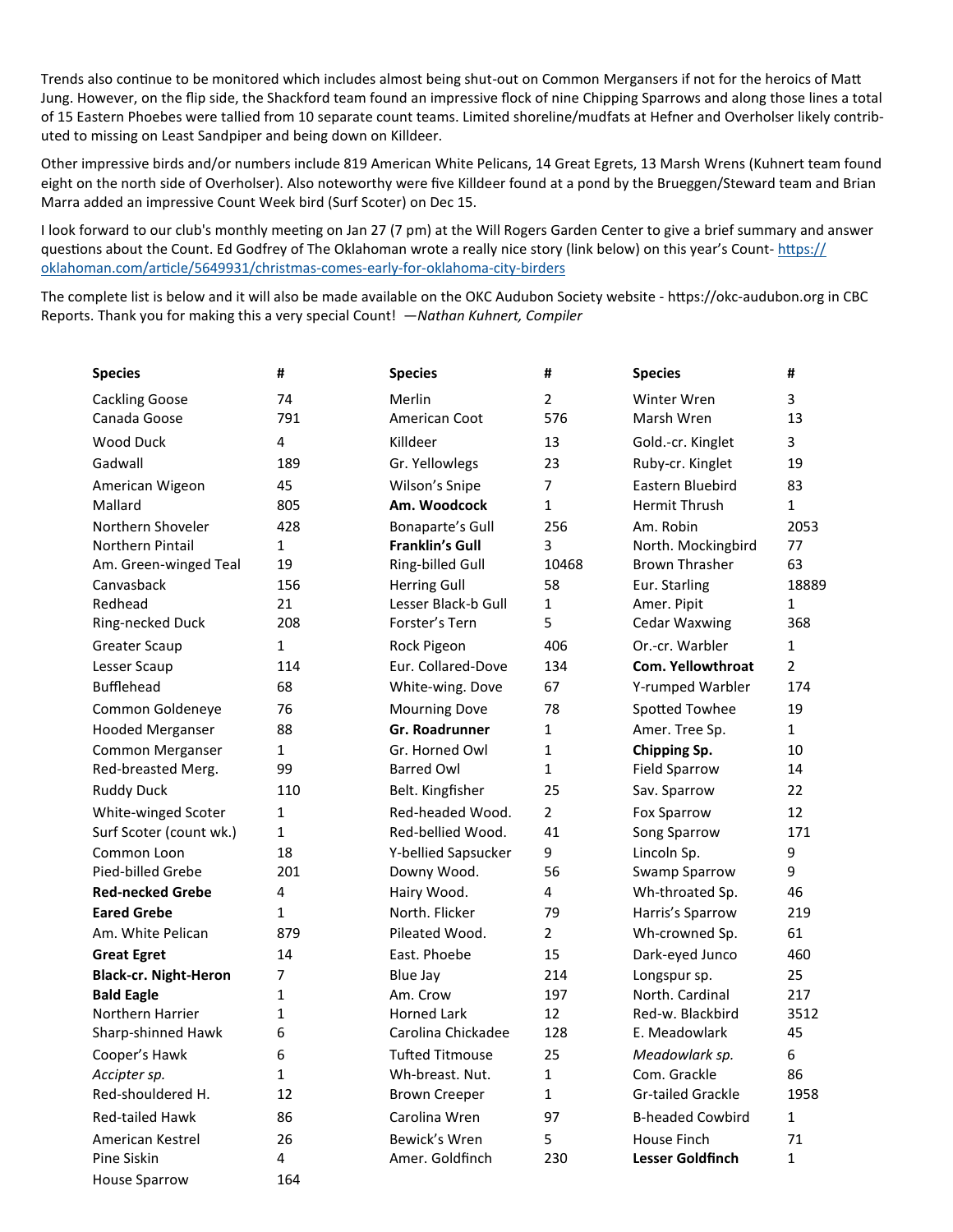Trends also continue to be monitored which includes almost being shut-out on Common Mergansers if not for the heroics of Matt Jung. However, on the flip side, the Shackford team found an impressive flock of nine Chipping Sparrows and along those lines a total of 15 Eastern Phoebes were tallied from 10 separate count teams. Limited shoreline/mudfats at Hefner and Overholser likely contributed to missing on Least Sandpiper and being down on Killdeer.

Other impressive birds and/or numbers include 819 American White Pelicans, 14 Great Egrets, 13 Marsh Wrens (Kuhnert team found eight on the north side of Overholser). Also noteworthy were five Killdeer found at a pond by the Brueggen/Steward team and Brian Marra added an impressive Count Week bird (Surf Scoter) on Dec 15.

I look forward to our club's monthly meeting on Jan 27 (7 pm) at the Will Rogers Garden Center to give a brief summary and answer questions about the Count. Ed Godfrey of The Oklahoman wrote a really nice story (link below) on this year's Count- https://oklahoman.com/article/5649931/christmas-comes-early-for-oklahoma-city-birders

The complete list is below and it will also be made available on the OKC Audubon Society website - https://okc-audubon.org in CBC Reports. Thank you for making this a very special Count! —*Nathan Kuhnert, Compiler*

| Species | # | Species | # | Species | # |
|---|---|---|---|---|---|
| Cackling Goose | 74 | Merlin | 2 | Winter Wren | 3 |
| Canada Goose | 791 | American Coot | 576 | Marsh Wren | 13 |
| Wood Duck | 4 | Killdeer | 13 | Gold.-cr. Kinglet | 3 |
| Gadwall | 189 | Gr. Yellowlegs | 23 | Ruby-cr. Kinglet | 19 |
| American Wigeon | 45 | Wilson's Snipe | 7 | Eastern Bluebird | 83 |
| Mallard | 805 | **Am. Woodcock** | 1 | Hermit Thrush | 1 |
| Northern Shoveler | 428 | Bonaparte's Gull | 256 | Am. Robin | 2053 |
| Northern Pintail | 1 | **Franklin's Gull** | 3 | North. Mockingbird | 77 |
| Am. Green-winged Teal | 19 | Ring-billed Gull | 10468 | Brown Thrasher | 63 |
| Canvasback | 156 | Herring Gull | 58 | Eur. Starling | 18889 |
| Redhead | 21 | Lesser Black-b Gull | 1 | Amer. Pipit | 1 |
| Ring-necked Duck | 208 | Forster's Tern | 5 | Cedar Waxwing | 368 |
| Greater Scaup | 1 | Rock Pigeon | 406 | Or.-cr. Warbler | 1 |
| Lesser Scaup | 114 | Eur. Collared-Dove | 134 | **Com. Yellowthroat** | 2 |
| Bufflehead | 68 | White-wing. Dove | 67 | Y-rumped Warbler | 174 |
| Common Goldeneye | 76 | Mourning Dove | 78 | Spotted Towhee | 19 |
| Hooded Merganser | 88 | **Gr. Roadrunner** | 1 | Amer. Tree Sp. | 1 |
| Common Merganser | 1 | Gr. Horned Owl | 1 | **Chipping Sp.** | 10 |
| Red-breasted Merg. | 99 | Barred Owl | 1 | Field Sparrow | 14 |
| Ruddy Duck | 110 | Belt. Kingfisher | 25 | Sav. Sparrow | 22 |
| White-winged Scoter | 1 | Red-headed Wood. | 2 | Fox Sparrow | 12 |
| Surf Scoter (count wk.) | 1 | Red-bellied Wood. | 41 | Song Sparrow | 171 |
| Common Loon | 18 | Y-bellied Sapsucker | 9 | Lincoln Sp. | 9 |
| Pied-billed Grebe | 201 | Downy Wood. | 56 | Swamp Sparrow | 9 |
| **Red-necked Grebe** | 4 | Hairy Wood. | 4 | Wh-throated Sp. | 46 |
| **Eared Grebe** | 1 | North. Flicker | 79 | Harris's Sparrow | 219 |
| Am. White Pelican | 879 | Pileated Wood. | 2 | Wh-crowned Sp. | 61 |
| **Great Egret** | 14 | East. Phoebe | 15 | Dark-eyed Junco | 460 |
| **Black-cr. Night-Heron** | 7 | Blue Jay | 214 | Longspur sp. | 25 |
| **Bald Eagle** | 1 | Am. Crow | 197 | North. Cardinal | 217 |
| Northern Harrier | 1 | Horned Lark | 12 | Red-w. Blackbird | 3512 |
| Sharp-shinned Hawk | 6 | Carolina Chickadee | 128 | E. Meadowlark | 45 |
| Cooper's Hawk | 6 | Tufted Titmouse | 25 | *Meadowlark sp.* | 6 |
| *Accipter sp.* | 1 | Wh-breast. Nut. | 1 | Com. Grackle | 86 |
| Red-shouldered H. | 12 | Brown Creeper | 1 | Gr-tailed Grackle | 1958 |
| Red-tailed Hawk | 86 | Carolina Wren | 97 | B-headed Cowbird | 1 |
| American Kestrel | 26 | Bewick's Wren | 5 | House Finch | 71 |
| Pine Siskin | 4 | Amer. Goldfinch | 230 | **Lesser Goldfinch** | 1 |
| House Sparrow | 164 | | | | |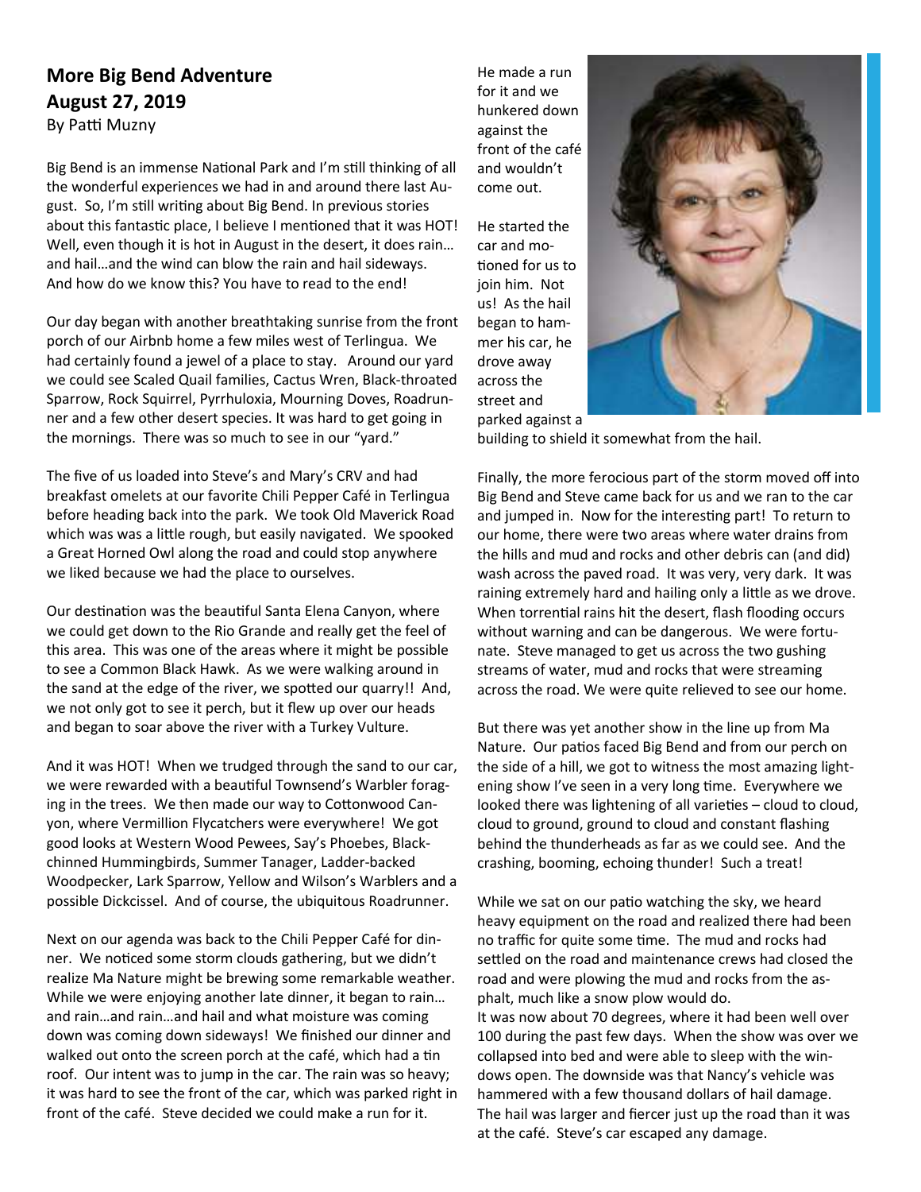## More Big Bend Adventure

## August 27, 2019

By Patti Muzny

Big Bend is an immense National Park and I'm still thinking of all the wonderful experiences we had in and around there last August. So, I'm still writing about Big Bend. In previous stories about this fantastic place, I believe I mentioned that it was HOT! Well, even though it is hot in August in the desert, it does rain… and hail…and the wind can blow the rain and hail sideways. And how do we know this? You have to read to the end!

Our day began with another breathtaking sunrise from the front porch of our Airbnb home a few miles west of Terlingua. We had certainly found a jewel of a place to stay. Around our yard we could see Scaled Quail families, Cactus Wren, Black-throated Sparrow, Rock Squirrel, Pyrrhuloxia, Mourning Doves, Roadrunner and a few other desert species. It was hard to get going in the mornings. There was so much to see in our "yard."

The five of us loaded into Steve's and Mary's CRV and had breakfast omelets at our favorite Chili Pepper Café in Terlingua before heading back into the park. We took Old Maverick Road which was was a little rough, but easily navigated. We spooked a Great Horned Owl along the road and could stop anywhere we liked because we had the place to ourselves.

Our destination was the beautiful Santa Elena Canyon, where we could get down to the Rio Grande and really get the feel of this area. This was one of the areas where it might be possible to see a Common Black Hawk. As we were walking around in the sand at the edge of the river, we spotted our quarry!! And, we not only got to see it perch, but it flew up over our heads and began to soar above the river with a Turkey Vulture.

And it was HOT! When we trudged through the sand to our car, we were rewarded with a beautiful Townsend's Warbler foraging in the trees. We then made our way to Cottonwood Canyon, where Vermillion Flycatchers were everywhere! We got good looks at Western Wood Pewees, Say's Phoebes, Black-chinned Hummingbirds, Summer Tanager, Ladder-backed Woodpecker, Lark Sparrow, Yellow and Wilson's Warblers and a possible Dickcissel. And of course, the ubiquitous Roadrunner.

Next on our agenda was back to the Chili Pepper Café for dinner. We noticed some storm clouds gathering, but we didn't realize Ma Nature might be brewing some remarkable weather. While we were enjoying another late dinner, it began to rain… and rain…and rain…and hail and what moisture was coming down was coming down sideways! We finished our dinner and walked out onto the screen porch at the café, which had a tin roof. Our intent was to jump in the car. The rain was so heavy; it was hard to see the front of the car, which was parked right in front of the café. Steve decided we could make a run for it.

He made a run for it and we hunkered down against the front of the café and wouldn't come out.

He started the car and motioned for us to join him. Not us! As the hail began to hammer his car, he drove away across the street and parked against a building to shield it somewhat from the hail.

Finally, the more ferocious part of the storm moved off into Big Bend and Steve came back for us and we ran to the car and jumped in. Now for the interesting part! To return to our home, there were two areas where water drains from the hills and mud and rocks and other debris can (and did) wash across the paved road. It was very, very dark. It was raining extremely hard and hailing only a little as we drove. When torrential rains hit the desert, flash flooding occurs without warning and can be dangerous. We were fortunate. Steve managed to get us across the two gushing streams of water, mud and rocks that were streaming across the road. We were quite relieved to see our home.

But there was yet another show in the line up from Ma Nature. Our patios faced Big Bend and from our perch on the side of a hill, we got to witness the most amazing lightening show I've seen in a very long time. Everywhere we looked there was lightening of all varieties – cloud to cloud, cloud to ground, ground to cloud and constant flashing behind the thunderheads as far as we could see. And the crashing, booming, echoing thunder! Such a treat!

While we sat on our patio watching the sky, we heard heavy equipment on the road and realized there had been no traffic for quite some time. The mud and rocks had settled on the road and maintenance crews had closed the road and were plowing the mud and rocks from the asphalt, much like a snow plow would do.
It was now about 70 degrees, where it had been well over 100 during the past few days. When the show was over we collapsed into bed and were able to sleep with the windows open. The downside was that Nancy's vehicle was hammered with a few thousand dollars of hail damage. The hail was larger and fiercer just up the road than it was at the café. Steve's car escaped any damage.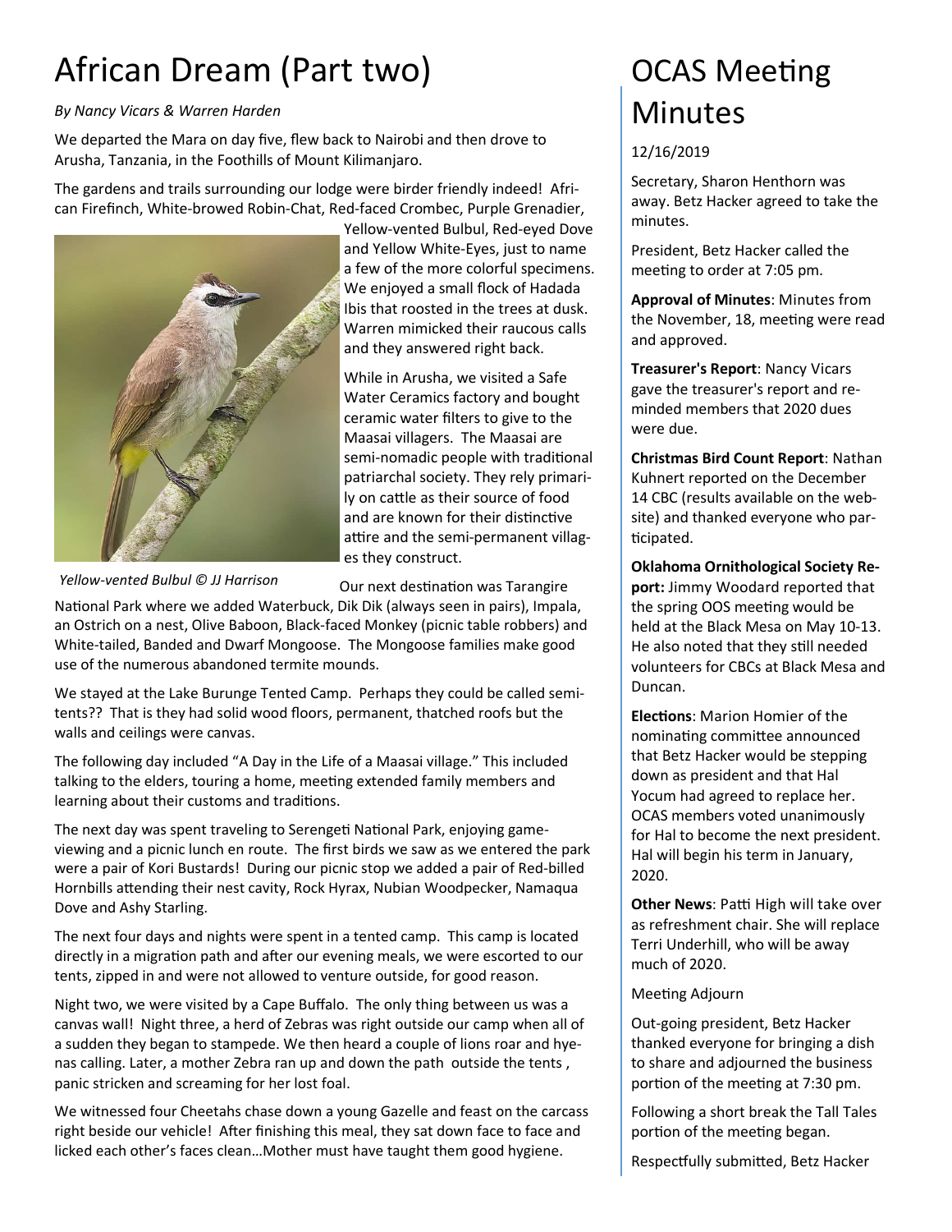# African Dream (Part two)

*By Nancy Vicars & Warren Harden*

We departed the Mara on day five, flew back to Nairobi and then drove to Arusha, Tanzania, in the Foothills of Mount Kilimanjaro.

The gardens and trails surrounding our lodge were birder friendly indeed! African Firefinch, White-browed Robin-Chat, Red-faced Crombec, Purple Grenadier, Yellow-vented Bulbul, Red-eyed Dove and Yellow White-Eyes, just to name a few of the more colorful specimens. We enjoyed a small flock of Hadada Ibis that roosted in the trees at dusk. Warren mimicked their raucous calls and they answered right back.

*Yellow-vented Bulbul © JJ Harrison*

While in Arusha, we visited a Safe Water Ceramics factory and bought ceramic water filters to give to the Maasai villagers. The Maasai are semi-nomadic people with traditional patriarchal society. They rely primarily on cattle as their source of food and are known for their distinctive attire and the semi-permanent villages they construct.

Our next destination was Tarangire National Park where we added Waterbuck, Dik Dik (always seen in pairs), Impala, an Ostrich on a nest, Olive Baboon, Black-faced Monkey (picnic table robbers) and White-tailed, Banded and Dwarf Mongoose. The Mongoose families make good use of the numerous abandoned termite mounds.

We stayed at the Lake Burunge Tented Camp. Perhaps they could be called semi-tents?? That is they had solid wood floors, permanent, thatched roofs but the walls and ceilings were canvas.

The following day included "A Day in the Life of a Maasai village." This included talking to the elders, touring a home, meeting extended family members and learning about their customs and traditions.

The next day was spent traveling to Serengeti National Park, enjoying game-viewing and a picnic lunch en route. The first birds we saw as we entered the park were a pair of Kori Bustards! During our picnic stop we added a pair of Red-billed Hornbills attending their nest cavity, Rock Hyrax, Nubian Woodpecker, Namaqua Dove and Ashy Starling.

The next four days and nights were spent in a tented camp. This camp is located directly in a migration path and after our evening meals, we were escorted to our tents, zipped in and were not allowed to venture outside, for good reason.

Night two, we were visited by a Cape Buffalo. The only thing between us was a canvas wall! Night three, a herd of Zebras was right outside our camp when all of a sudden they began to stampede. We then heard a couple of lions roar and hyenas calling. Later, a mother Zebra ran up and down the path outside the tents , panic stricken and screaming for her lost foal.

We witnessed four Cheetahs chase down a young Gazelle and feast on the carcass right beside our vehicle! After finishing this meal, they sat down face to face and licked each other's faces clean…Mother must have taught them good hygiene.

# OCAS Meeting Minutes

12/16/2019

Secretary, Sharon Henthorn was away. Betz Hacker agreed to take the minutes.

President, Betz Hacker called the meeting to order at 7:05 pm.

**Approval of Minutes**: Minutes from the November, 18, meeting were read and approved.

**Treasurer's Report**: Nancy Vicars gave the treasurer's report and reminded members that 2020 dues were due.

**Christmas Bird Count Report**: Nathan Kuhnert reported on the December 14 CBC (results available on the website) and thanked everyone who participated.

**Oklahoma Ornithological Society Report:** Jimmy Woodard reported that the spring OOS meeting would be held at the Black Mesa on May 10-13. He also noted that they still needed volunteers for CBCs at Black Mesa and Duncan.

**Elections**: Marion Homier of the nominating committee announced that Betz Hacker would be stepping down as president and that Hal Yocum had agreed to replace her. OCAS members voted unanimously for Hal to become the next president. Hal will begin his term in January, 2020.

**Other News**: Patti High will take over as refreshment chair. She will replace Terri Underhill, who will be away much of 2020.

Meeting Adjourn

Out-going president, Betz Hacker thanked everyone for bringing a dish to share and adjourned the business portion of the meeting at 7:30 pm.

Following a short break the Tall Tales portion of the meeting began.

Respectfully submitted, Betz Hacker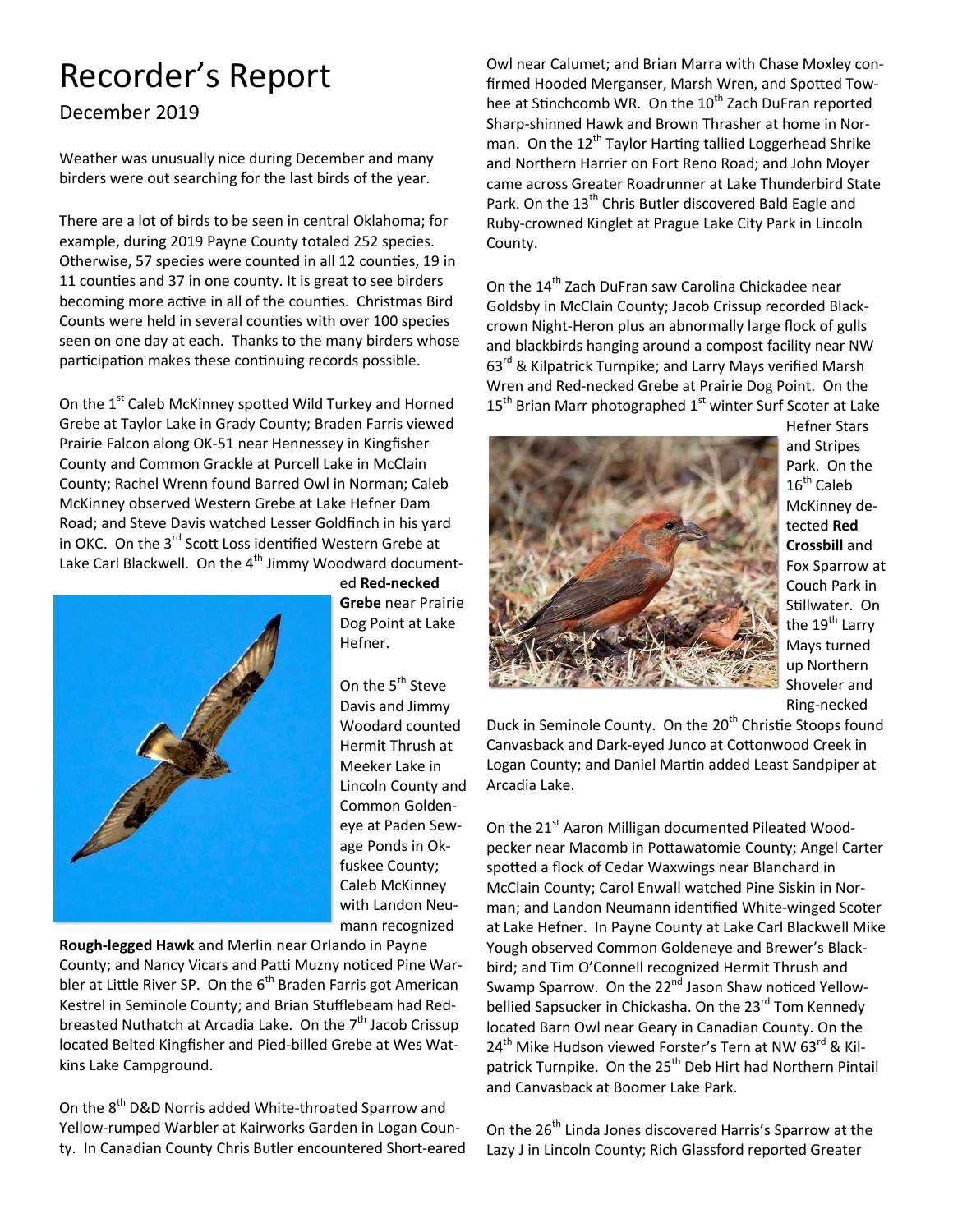# Recorder's Report

December 2019

Weather was unusually nice during December and many birders were out searching for the last birds of the year.

There are a lot of birds to be seen in central Oklahoma; for example, during 2019 Payne County totaled 252 species. Otherwise, 57 species were counted in all 12 counties, 19 in 11 counties and 37 in one county. It is great to see birders becoming more active in all of the counties. Christmas Bird Counts were held in several counties with over 100 species seen on one day at each. Thanks to the many birders whose participation makes these continuing records possible.

On the 1st Caleb McKinney spotted Wild Turkey and Horned Grebe at Taylor Lake in Grady County; Braden Farris viewed Prairie Falcon along OK-51 near Hennessey in Kingfisher County and Common Grackle at Purcell Lake in McClain County; Rachel Wrenn found Barred Owl in Norman; Caleb McKinney observed Western Grebe at Lake Hefner Dam Road; and Steve Davis watched Lesser Goldfinch in his yard in OKC. On the 3rd Scott Loss identified Western Grebe at Lake Carl Blackwell. On the 4th Jimmy Woodward documented **Red-necked Grebe** near Prairie Dog Point at Lake Hefner.

On the 5th Steve Davis and Jimmy Woodard counted Hermit Thrush at Meeker Lake in Lincoln County and Common Goldeneye at Paden Sewage Ponds in Okfuskee County; Caleb McKinney with Landon Neumann recognized **Rough-legged Hawk** and Merlin near Orlando in Payne County; and Nancy Vicars and Patti Muzny noticed Pine Warbler at Little River SP. On the 6th Braden Farris got American Kestrel in Seminole County; and Brian Stufflebeam had Red-breasted Nuthatch at Arcadia Lake. On the 7th Jacob Crissup located Belted Kingfisher and Pied-billed Grebe at Wes Watkins Lake Campground.

On the 8th D&D Norris added White-throated Sparrow and Yellow-rumped Warbler at Kairworks Garden in Logan County. In Canadian County Chris Butler encountered Short-eared Owl near Calumet; and Brian Marra with Chase Moxley confirmed Hooded Merganser, Marsh Wren, and Spotted Towhee at Stinchcomb WR. On the 10th Zach DuFran reported Sharp-shinned Hawk and Brown Thrasher at home in Norman. On the 12th Taylor Harting tallied Loggerhead Shrike and Northern Harrier on Fort Reno Road; and John Moyer came across Greater Roadrunner at Lake Thunderbird State Park. On the 13th Chris Butler discovered Bald Eagle and Ruby-crowned Kinglet at Prague Lake City Park in Lincoln County.

On the 14th Zach DuFran saw Carolina Chickadee near Goldsby in McClain County; Jacob Crissup recorded Black-crown Night-Heron plus an abnormally large flock of gulls and blackbirds hanging around a compost facility near NW 63rd & Kilpatrick Turnpike; and Larry Mays verified Marsh Wren and Red-necked Grebe at Prairie Dog Point. On the 15th Brian Marr photographed 1st winter Surf Scoter at Lake Hefner Stars and Stripes Park. On the 16th Caleb McKinney detected **Red Crossbill** and Fox Sparrow at Couch Park in Stillwater. On the 19th Larry Mays turned up Northern Shoveler and Ring-necked Duck in Seminole County. On the 20th Christie Stoops found Canvasback and Dark-eyed Junco at Cottonwood Creek in Logan County; and Daniel Martin added Least Sandpiper at Arcadia Lake.

On the 21st Aaron Milligan documented Pileated Woodpecker near Macomb in Pottawatomie County; Angel Carter spotted a flock of Cedar Waxwings near Blanchard in McClain County; Carol Enwall watched Pine Siskin in Norman; and Landon Neumann identified White-winged Scoter at Lake Hefner. In Payne County at Lake Carl Blackwell Mike Yough observed Common Goldeneye and Brewer's Blackbird; and Tim O'Connell recognized Hermit Thrush and Swamp Sparrow. On the 22nd Jason Shaw noticed Yellow-bellied Sapsucker in Chickasha. On the 23rd Tom Kennedy located Barn Owl near Geary in Canadian County. On the 24th Mike Hudson viewed Forster's Tern at NW 63rd & Kilpatrick Turnpike. On the 25th Deb Hirt had Northern Pintail and Canvasback at Boomer Lake Park.

On the 26th Linda Jones discovered Harris's Sparrow at the Lazy J in Lincoln County; Rich Glassford reported Greater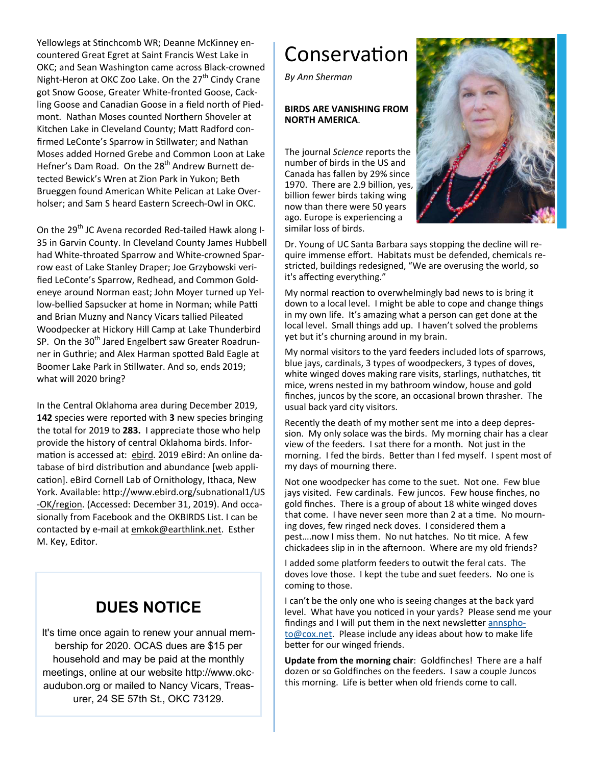Yellowlegs at Stinchcomb WR; Deanne McKinney encountered Great Egret at Saint Francis West Lake in OKC; and Sean Washington came across Black-crowned Night-Heron at OKC Zoo Lake. On the 27th Cindy Crane got Snow Goose, Greater White-fronted Goose, Cackling Goose and Canadian Goose in a field north of Piedmont. Nathan Moses counted Northern Shoveler at Kitchen Lake in Cleveland County; Matt Radford confirmed LeConte's Sparrow in Stillwater; and Nathan Moses added Horned Grebe and Common Loon at Lake Hefner's Dam Road. On the 28th Andrew Burnett detected Bewick's Wren at Zion Park in Yukon; Beth Brueggen found American White Pelican at Lake Overholser; and Sam S heard Eastern Screech-Owl in OKC.

On the 29th JC Avena recorded Red-tailed Hawk along I-35 in Garvin County. In Cleveland County James Hubbell had White-throated Sparrow and White-crowned Sparrow east of Lake Stanley Draper; Joe Grzybowski verified LeConte's Sparrow, Redhead, and Common Goldeneye around Norman east; John Moyer turned up Yellow-bellied Sapsucker at home in Norman; while Patti and Brian Muzny and Nancy Vicars tallied Pileated Woodpecker at Hickory Hill Camp at Lake Thunderbird SP. On the 30th Jared Engelbert saw Greater Roadrunner in Guthrie; and Alex Harman spotted Bald Eagle at Boomer Lake Park in Stillwater. And so, ends 2019; what will 2020 bring?

In the Central Oklahoma area during December 2019, **142** species were reported with **3** new species bringing the total for 2019 to **283.** I appreciate those who help provide the history of central Oklahoma birds. Information is accessed at: ebird. 2019 eBird: An online database of bird distribution and abundance [web application]. eBird Cornell Lab of Ornithology, Ithaca, New York. Available: http://www.ebird.org/subnational1/US-OK/region. (Accessed: December 31, 2019). And occasionally from Facebook and the OKBIRDS List. I can be contacted by e-mail at emkok@earthlink.net. Esther M. Key, Editor.

## DUES NOTICE

It's time once again to renew your annual membership for 2020. OCAS dues are $15 per household and may be paid at the monthly meetings, online at our website http://www.okc-audubon.org or mailed to Nancy Vicars, Treasurer, 24 SE 57th St., OKC 73129.

# Conservation

*By Ann Sherman*

**BIRDS ARE VANISHING FROM NORTH AMERICA**.

The journal *Science* reports the number of birds in the US and Canada has fallen by 29% since 1970. There are 2.9 billion, yes, billion fewer birds taking wing now than there were 50 years ago. Europe is experiencing a similar loss of birds.

Dr. Young of UC Santa Barbara says stopping the decline will require immense effort. Habitats must be defended, chemicals restricted, buildings redesigned, "We are overusing the world, so it's affecting everything."

My normal reaction to overwhelmingly bad news to is bring it down to a local level. I might be able to cope and change things in my own life. It's amazing what a person can get done at the local level. Small things add up. I haven't solved the problems yet but it's churning around in my brain.

My normal visitors to the yard feeders included lots of sparrows, blue jays, cardinals, 3 types of woodpeckers, 3 types of doves, white winged doves making rare visits, starlings, nuthatches, tit mice, wrens nested in my bathroom window, house and gold finches, juncos by the score, an occasional brown thrasher. The usual back yard city visitors.

Recently the death of my mother sent me into a deep depression. My only solace was the birds. My morning chair has a clear view of the feeders. I sat there for a month. Not just in the morning. I fed the birds. Better than I fed myself. I spent most of my days of mourning there.

Not one woodpecker has come to the suet. Not one. Few blue jays visited. Few cardinals. Few juncos. Few house finches, no gold finches. There is a group of about 18 white winged doves that come. I have never seen more than 2 at a time. No mourning doves, few ringed neck doves. I considered them a pest….now I miss them. No nut hatches. No tit mice. A few chickadees slip in in the afternoon. Where are my old friends?

I added some platform feeders to outwit the feral cats. The doves love those. I kept the tube and suet feeders. No one is coming to those.

I can't be the only one who is seeing changes at the back yard level. What have you noticed in your yards? Please send me your findings and I will put them in the next newsletter annspho-to@cox.net. Please include any ideas about how to make life better for our winged friends.

**Update from the morning chair**: Goldfinches! There are a half dozen or so Goldfinches on the feeders. I saw a couple Juncos this morning. Life is better when old friends come to call.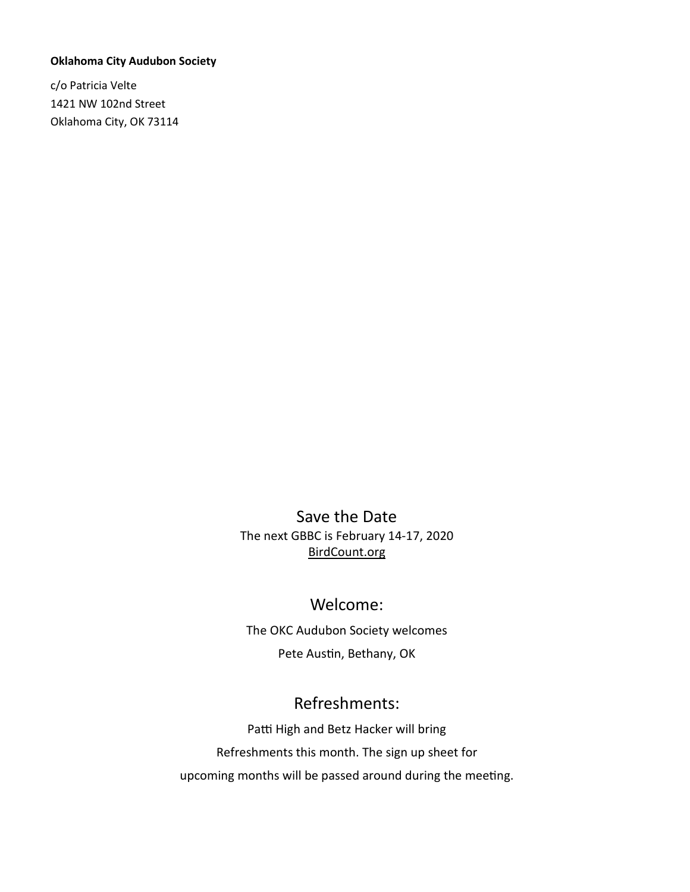**Oklahoma City Audubon Society**

c/o Patricia Velte
1421 NW 102nd Street
Oklahoma City, OK 73114

## Save the Date

The next GBBC is February 14-17, 2020
BirdCount.org

## Welcome:

The OKC Audubon Society welcomes

Pete Austin, Bethany, OK

## Refreshments:

Patti High and Betz Hacker will bring
Refreshments this month. The sign up sheet for
upcoming months will be passed around during the meeting.